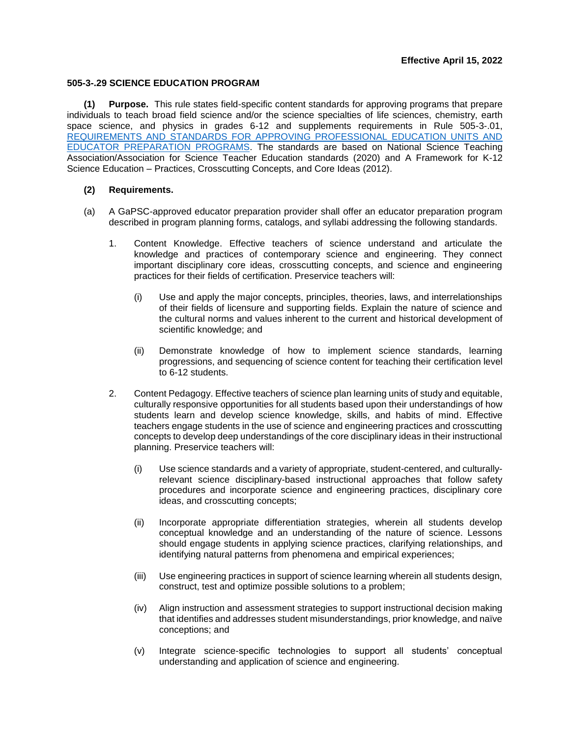**Effective April 15, 2022**

**505-3-.29 SCIENCE EDUCATION PROGRAM**

**(1) Purpose.** This rule states field-specific content standards for approving programs that prepare individuals to teach broad field science and/or the science specialties of life sciences, chemistry, earth space science, and physics in grades 6-12 and supplements requirements in Rule 505-3-.01, [REQUIREMENTS AND STANDARDS FOR APPROVING PROFESSIONAL EDUCATION UNITS AND EDUCATOR PREPARATION PROGRAMS](). The standards are based on National Science Teaching Association/Association for Science Teacher Education standards (2020) and A Framework for K-12 Science Education – Practices, Crosscutting Concepts, and Core Ideas (2012).

**(2) Requirements.**

(a) A GaPSC-approved educator preparation provider shall offer an educator preparation program described in program planning forms, catalogs, and syllabi addressing the following standards.

1. Content Knowledge. Effective teachers of science understand and articulate the knowledge and practices of contemporary science and engineering. They connect important disciplinary core ideas, crosscutting concepts, and science and engineering practices for their fields of certification. Preservice teachers will:

    (i) Use and apply the major concepts, principles, theories, laws, and interrelationships of their fields of licensure and supporting fields. Explain the nature of science and the cultural norms and values inherent to the current and historical development of scientific knowledge; and

    (ii) Demonstrate knowledge of how to implement science standards, learning progressions, and sequencing of science content for teaching their certification level to 6-12 students.

2. Content Pedagogy. Effective teachers of science plan learning units of study and equitable, culturally responsive opportunities for all students based upon their understandings of how students learn and develop science knowledge, skills, and habits of mind. Effective teachers engage students in the use of science and engineering practices and crosscutting concepts to develop deep understandings of the core disciplinary ideas in their instructional planning. Preservice teachers will:

    (i) Use science standards and a variety of appropriate, student-centered, and culturally-relevant science disciplinary-based instructional approaches that follow safety procedures and incorporate science and engineering practices, disciplinary core ideas, and crosscutting concepts;

    (ii) Incorporate appropriate differentiation strategies, wherein all students develop conceptual knowledge and an understanding of the nature of science. Lessons should engage students in applying science practices, clarifying relationships, and identifying natural patterns from phenomena and empirical experiences;

    (iii) Use engineering practices in support of science learning wherein all students design, construct, test and optimize possible solutions to a problem;

    (iv) Align instruction and assessment strategies to support instructional decision making that identifies and addresses student misunderstandings, prior knowledge, and naïve conceptions; and

    (v) Integrate science-specific technologies to support all students' conceptual understanding and application of science and engineering.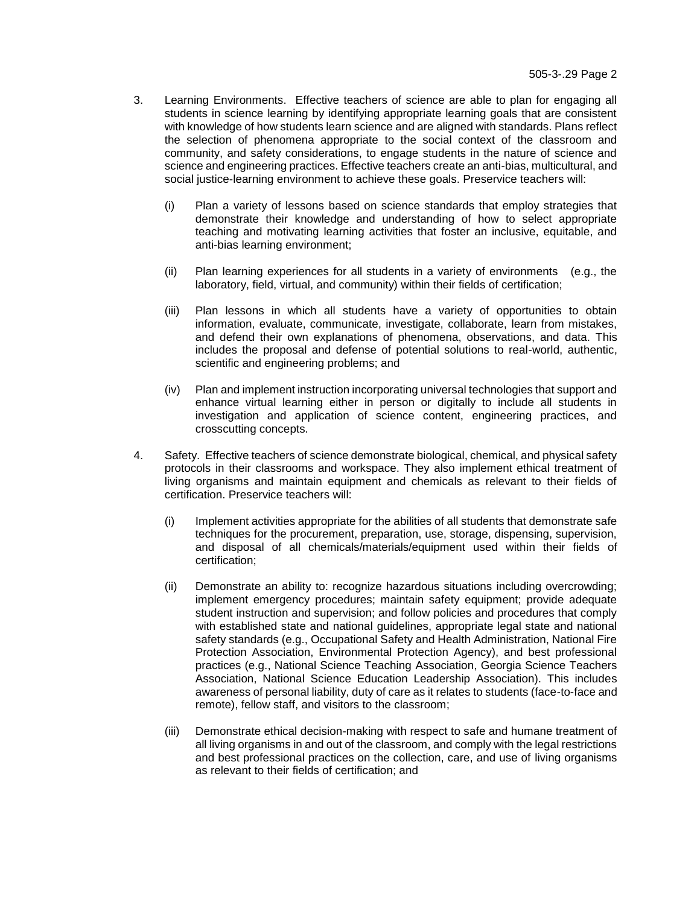3. Learning Environments. Effective teachers of science are able to plan for engaging all students in science learning by identifying appropriate learning goals that are consistent with knowledge of how students learn science and are aligned with standards. Plans reflect the selection of phenomena appropriate to the social context of the classroom and community, and safety considerations, to engage students in the nature of science and science and engineering practices. Effective teachers create an anti-bias, multicultural, and social justice-learning environment to achieve these goals. Preservice teachers will:

   (i) Plan a variety of lessons based on science standards that employ strategies that demonstrate their knowledge and understanding of how to select appropriate teaching and motivating learning activities that foster an inclusive, equitable, and anti-bias learning environment;

   (ii) Plan learning experiences for all students in a variety of environments (e.g., the laboratory, field, virtual, and community) within their fields of certification;

   (iii) Plan lessons in which all students have a variety of opportunities to obtain information, evaluate, communicate, investigate, collaborate, learn from mistakes, and defend their own explanations of phenomena, observations, and data. This includes the proposal and defense of potential solutions to real-world, authentic, scientific and engineering problems; and

   (iv) Plan and implement instruction incorporating universal technologies that support and enhance virtual learning either in person or digitally to include all students in investigation and application of science content, engineering practices, and crosscutting concepts.

4. Safety. Effective teachers of science demonstrate biological, chemical, and physical safety protocols in their classrooms and workspace. They also implement ethical treatment of living organisms and maintain equipment and chemicals as relevant to their fields of certification. Preservice teachers will:

   (i) Implement activities appropriate for the abilities of all students that demonstrate safe techniques for the procurement, preparation, use, storage, dispensing, supervision, and disposal of all chemicals/materials/equipment used within their fields of certification;

   (ii) Demonstrate an ability to: recognize hazardous situations including overcrowding; implement emergency procedures; maintain safety equipment; provide adequate student instruction and supervision; and follow policies and procedures that comply with established state and national guidelines, appropriate legal state and national safety standards (e.g., Occupational Safety and Health Administration, National Fire Protection Association, Environmental Protection Agency), and best professional practices (e.g., National Science Teaching Association, Georgia Science Teachers Association, National Science Education Leadership Association). This includes awareness of personal liability, duty of care as it relates to students (face-to-face and remote), fellow staff, and visitors to the classroom;

   (iii) Demonstrate ethical decision-making with respect to safe and humane treatment of all living organisms in and out of the classroom, and comply with the legal restrictions and best professional practices on the collection, care, and use of living organisms as relevant to their fields of certification; and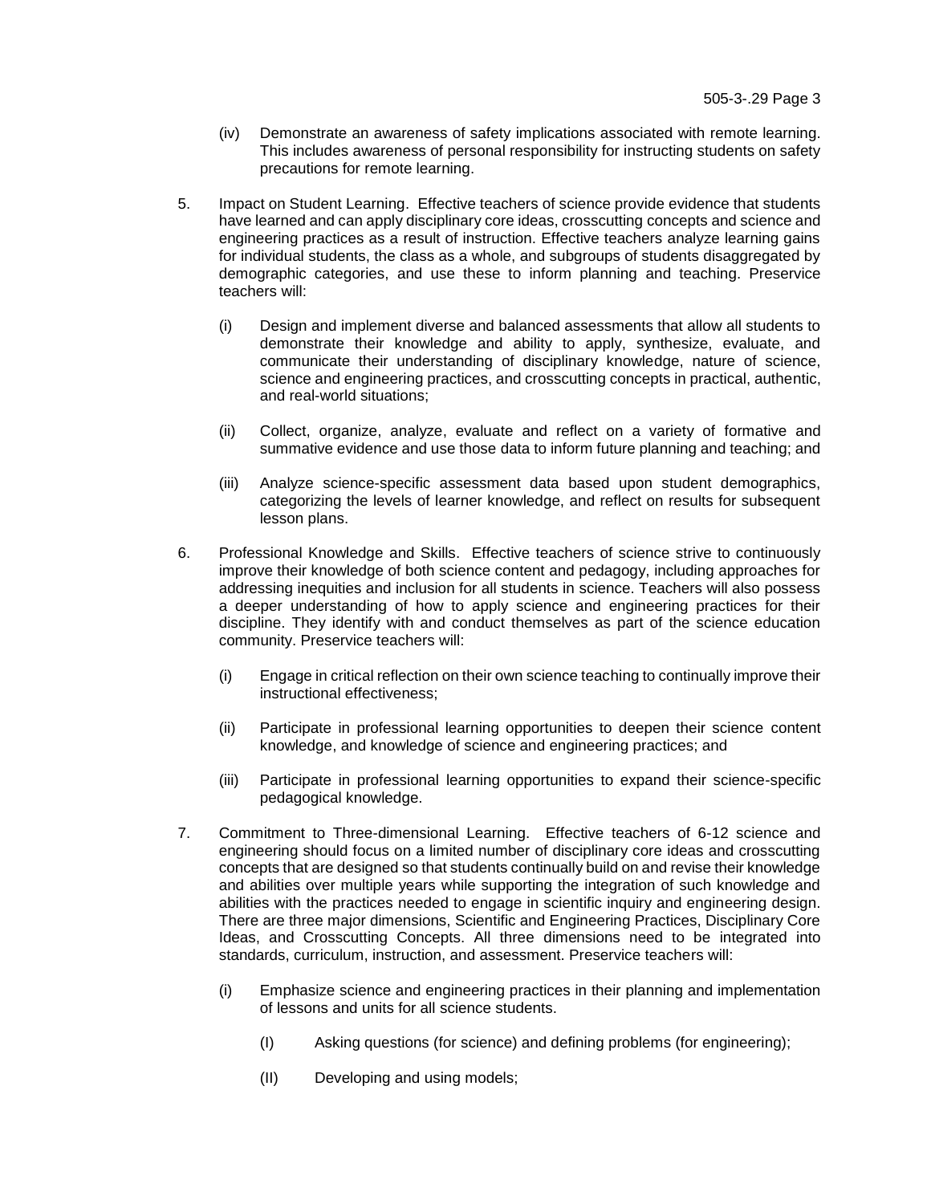(iv) Demonstrate an awareness of safety implications associated with remote learning. This includes awareness of personal responsibility for instructing students on safety precautions for remote learning.

5. Impact on Student Learning. Effective teachers of science provide evidence that students have learned and can apply disciplinary core ideas, crosscutting concepts and science and engineering practices as a result of instruction. Effective teachers analyze learning gains for individual students, the class as a whole, and subgroups of students disaggregated by demographic categories, and use these to inform planning and teaching. Preservice teachers will:

   (i) Design and implement diverse and balanced assessments that allow all students to demonstrate their knowledge and ability to apply, synthesize, evaluate, and communicate their understanding of disciplinary knowledge, nature of science, science and engineering practices, and crosscutting concepts in practical, authentic, and real-world situations;

   (ii) Collect, organize, analyze, evaluate and reflect on a variety of formative and summative evidence and use those data to inform future planning and teaching; and

   (iii) Analyze science-specific assessment data based upon student demographics, categorizing the levels of learner knowledge, and reflect on results for subsequent lesson plans.

6. Professional Knowledge and Skills. Effective teachers of science strive to continuously improve their knowledge of both science content and pedagogy, including approaches for addressing inequities and inclusion for all students in science. Teachers will also possess a deeper understanding of how to apply science and engineering practices for their discipline. They identify with and conduct themselves as part of the science education community. Preservice teachers will:

   (i) Engage in critical reflection on their own science teaching to continually improve their instructional effectiveness;

   (ii) Participate in professional learning opportunities to deepen their science content knowledge, and knowledge of science and engineering practices; and

   (iii) Participate in professional learning opportunities to expand their science-specific pedagogical knowledge.

7. Commitment to Three-dimensional Learning. Effective teachers of 6-12 science and engineering should focus on a limited number of disciplinary core ideas and crosscutting concepts that are designed so that students continually build on and revise their knowledge and abilities over multiple years while supporting the integration of such knowledge and abilities with the practices needed to engage in scientific inquiry and engineering design. There are three major dimensions, Scientific and Engineering Practices, Disciplinary Core Ideas, and Crosscutting Concepts. All three dimensions need to be integrated into standards, curriculum, instruction, and assessment. Preservice teachers will:

   (i) Emphasize science and engineering practices in their planning and implementation of lessons and units for all science students.

      (I) Asking questions (for science) and defining problems (for engineering);

      (II) Developing and using models;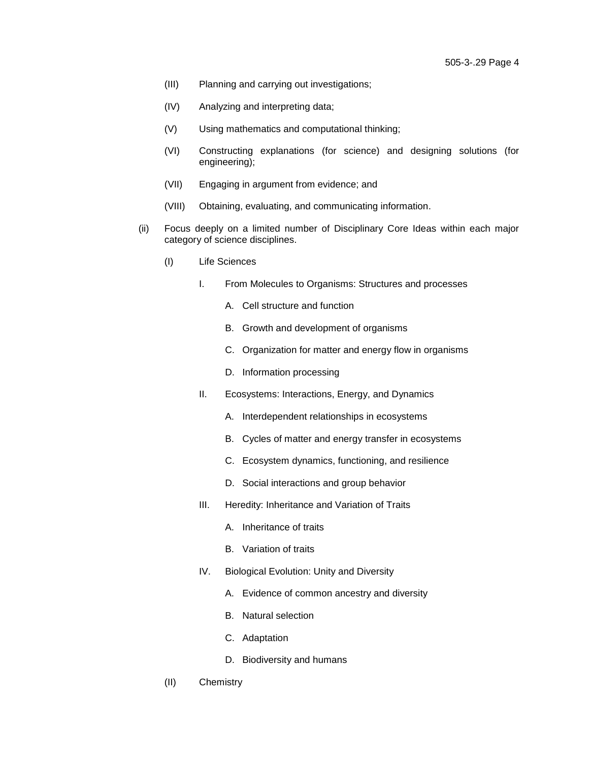(III) Planning and carrying out investigations;

(IV) Analyzing and interpreting data;

(V) Using mathematics and computational thinking;

(VI) Constructing explanations (for science) and designing solutions (for engineering);

(VII) Engaging in argument from evidence; and

(VIII) Obtaining, evaluating, and communicating information.

(ii) Focus deeply on a limited number of Disciplinary Core Ideas within each major category of science disciplines.

(I) Life Sciences

I. From Molecules to Organisms: Structures and processes

A. Cell structure and function

B. Growth and development of organisms

C. Organization for matter and energy flow in organisms

D. Information processing

II. Ecosystems: Interactions, Energy, and Dynamics

A. Interdependent relationships in ecosystems

B. Cycles of matter and energy transfer in ecosystems

C. Ecosystem dynamics, functioning, and resilience

D. Social interactions and group behavior

III. Heredity: Inheritance and Variation of Traits

A. Inheritance of traits

B. Variation of traits

IV. Biological Evolution: Unity and Diversity

A. Evidence of common ancestry and diversity

B. Natural selection

C. Adaptation

D. Biodiversity and humans

(II) Chemistry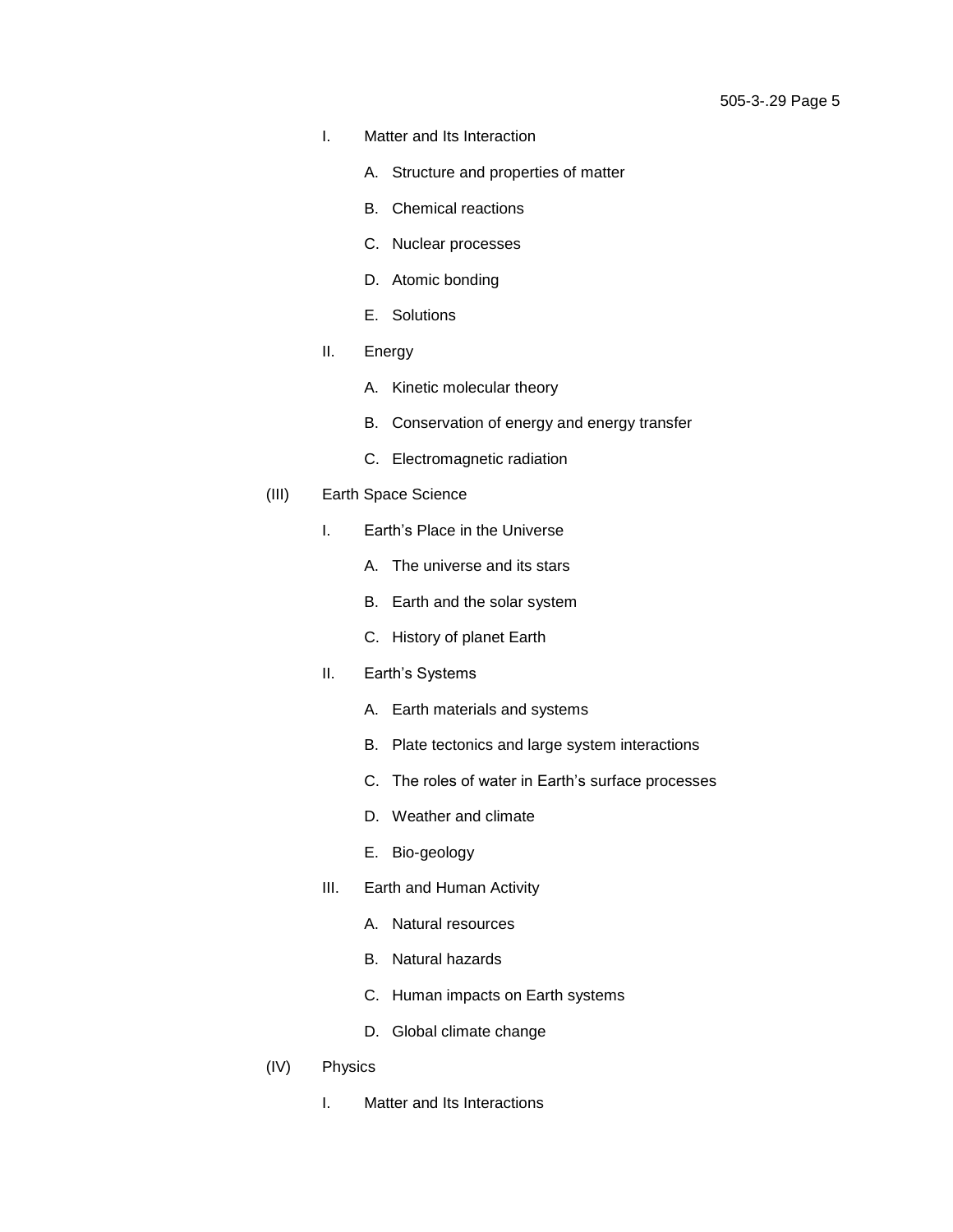I. Matter and Its Interaction

   A. Structure and properties of matter

   B. Chemical reactions

   C. Nuclear processes

   D. Atomic bonding

   E. Solutions

II. Energy

   A. Kinetic molecular theory

   B. Conservation of energy and energy transfer

   C. Electromagnetic radiation

(III) Earth Space Science

I. Earth's Place in the Universe

   A. The universe and its stars

   B. Earth and the solar system

   C. History of planet Earth

II. Earth's Systems

   A. Earth materials and systems

   B. Plate tectonics and large system interactions

   C. The roles of water in Earth's surface processes

   D. Weather and climate

   E. Bio-geology

III. Earth and Human Activity

   A. Natural resources

   B. Natural hazards

   C. Human impacts on Earth systems

   D. Global climate change

(IV) Physics

I. Matter and Its Interactions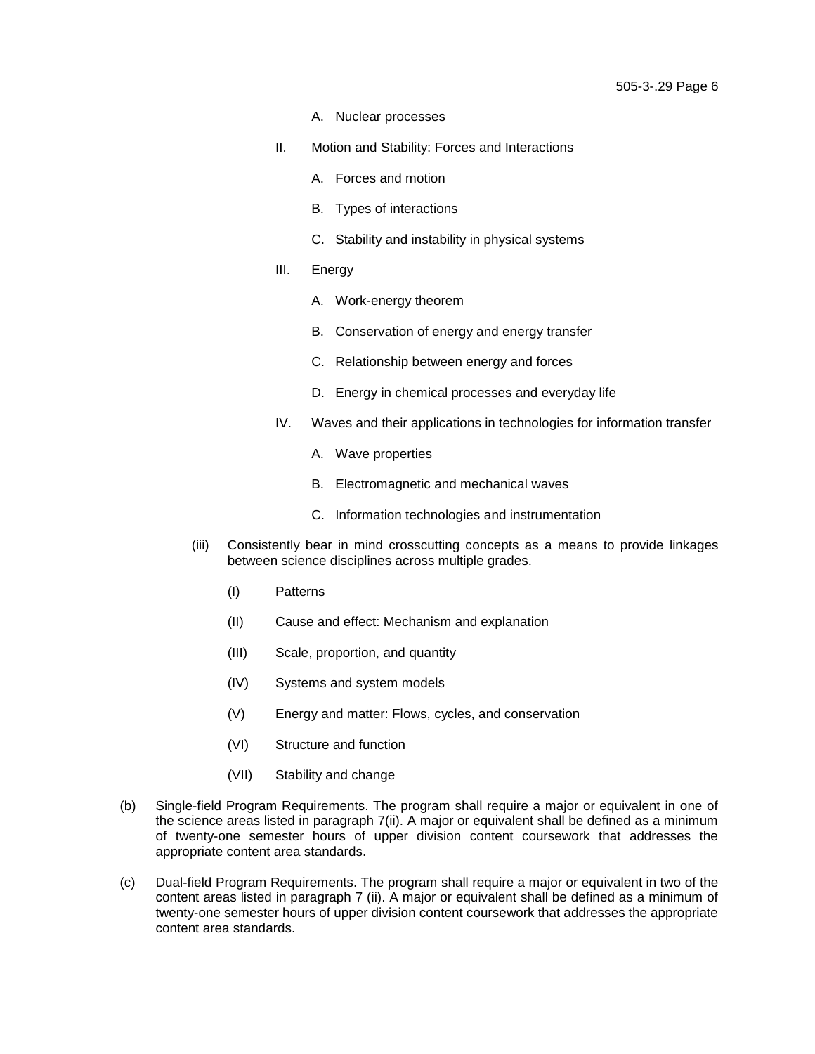A. Nuclear processes

II. Motion and Stability: Forces and Interactions

A. Forces and motion

B. Types of interactions

C. Stability and instability in physical systems

III. Energy

A. Work-energy theorem

B. Conservation of energy and energy transfer

C. Relationship between energy and forces

D. Energy in chemical processes and everyday life

IV. Waves and their applications in technologies for information transfer

A. Wave properties

B. Electromagnetic and mechanical waves

C. Information technologies and instrumentation

(iii) Consistently bear in mind crosscutting concepts as a means to provide linkages between science disciplines across multiple grades.

(I) Patterns

(II) Cause and effect: Mechanism and explanation

(III) Scale, proportion, and quantity

(IV) Systems and system models

(V) Energy and matter: Flows, cycles, and conservation

(VI) Structure and function

(VII) Stability and change

(b) Single-field Program Requirements. The program shall require a major or equivalent in one of the science areas listed in paragraph 7(ii). A major or equivalent shall be defined as a minimum of twenty-one semester hours of upper division content coursework that addresses the appropriate content area standards.

(c) Dual-field Program Requirements. The program shall require a major or equivalent in two of the content areas listed in paragraph 7 (ii). A major or equivalent shall be defined as a minimum of twenty-one semester hours of upper division content coursework that addresses the appropriate content area standards.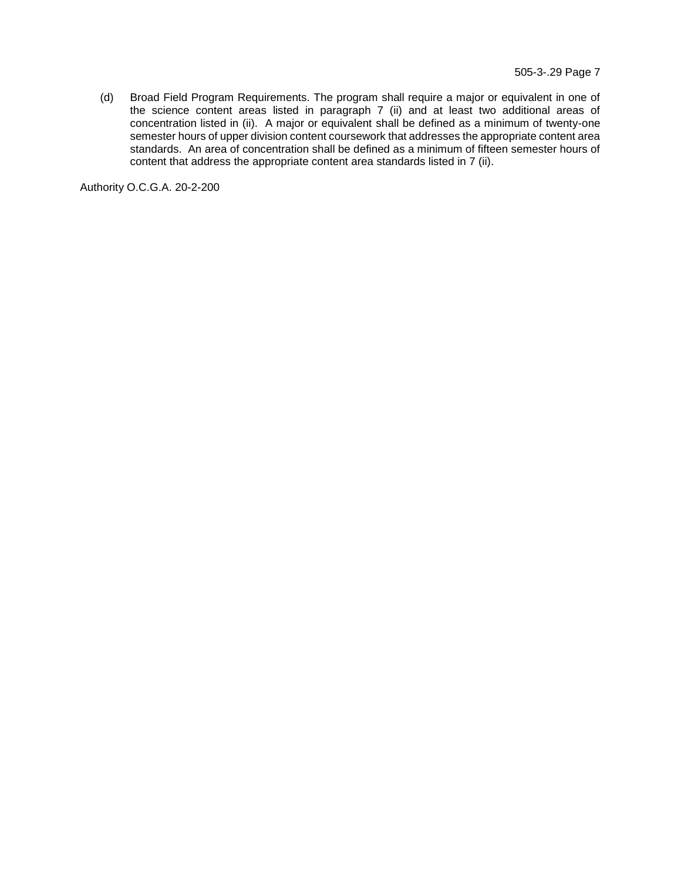(d) Broad Field Program Requirements. The program shall require a major or equivalent in one of the science content areas listed in paragraph 7 (ii) and at least two additional areas of concentration listed in (ii). A major or equivalent shall be defined as a minimum of twenty-one semester hours of upper division content coursework that addresses the appropriate content area standards. An area of concentration shall be defined as a minimum of fifteen semester hours of content that address the appropriate content area standards listed in 7 (ii).

Authority O.C.G.A. 20-2-200